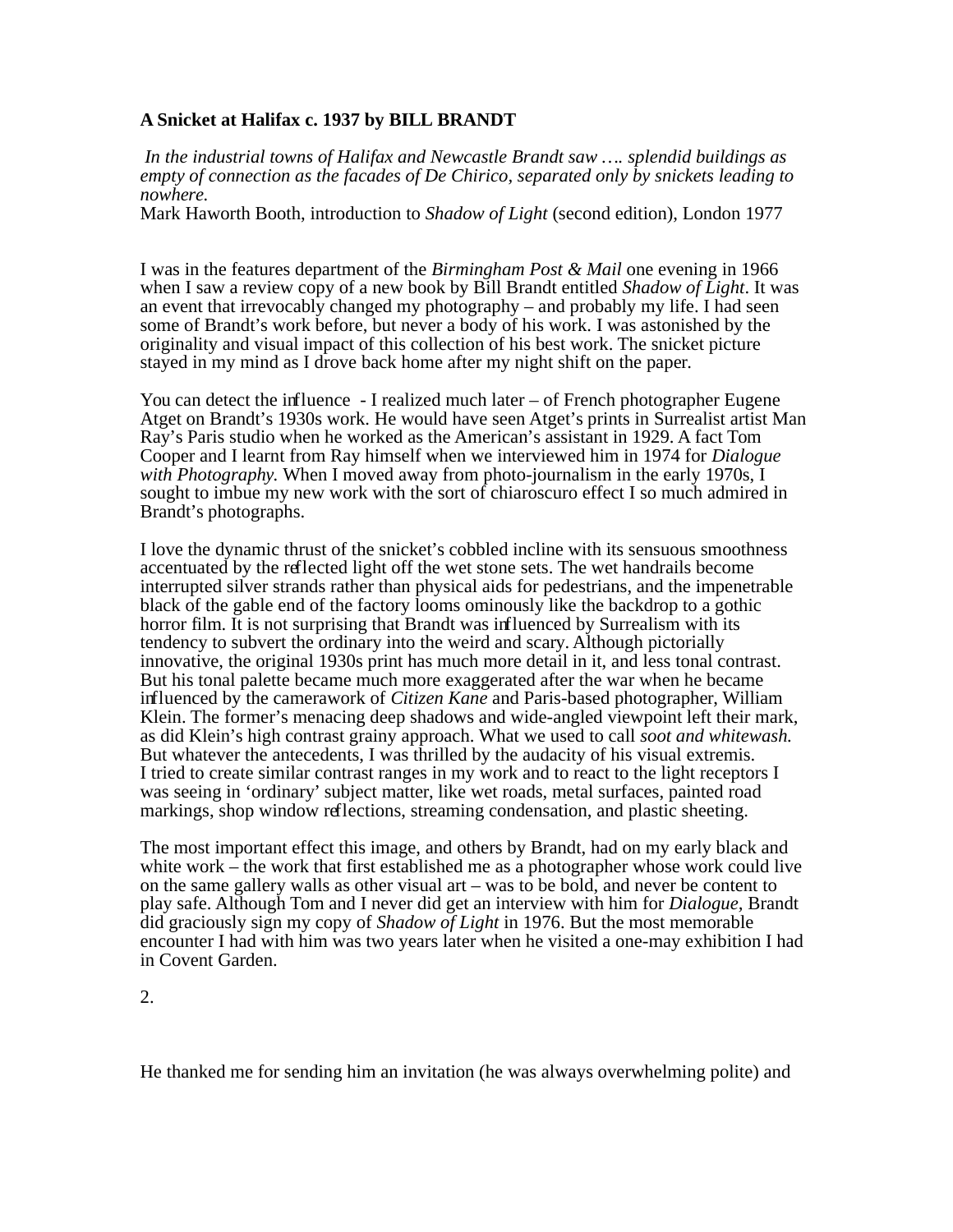**A Snicket at Halifax c. 1937 by BILL BRANDT**

*In the industrial towns of Halifax and Newcastle Brandt saw …. splendid buildings as empty of connection as the facades of De Chirico, separated only by snickets leading to nowhere.*
Mark Haworth Booth, introduction to *Shadow of Light* (second edition), London 1977

I was in the features department of the *Birmingham Post & Mail* one evening in 1966 when I saw a review copy of a new book by Bill Brandt entitled *Shadow of Light*. It was an event that irrevocably changed my photography – and probably my life. I had seen some of Brandt's work before, but never a body of his work. I was astonished by the originality and visual impact of this collection of his best work. The snicket picture stayed in my mind as I drove back home after my night shift on the paper.

You can detect the influence - I realized much later – of French photographer Eugene Atget on Brandt's 1930s work. He would have seen Atget's prints in Surrealist artist Man Ray's Paris studio when he worked as the American's assistant in 1929. A fact Tom Cooper and I learnt from Ray himself when we interviewed him in 1974 for *Dialogue with Photography.* When I moved away from photo-journalism in the early 1970s, I sought to imbue my new work with the sort of chiaroscuro effect I so much admired in Brandt's photographs.

I love the dynamic thrust of the snicket's cobbled incline with its sensuous smoothness accentuated by the reflected light off the wet stone sets. The wet handrails become interrupted silver strands rather than physical aids for pedestrians, and the impenetrable black of the gable end of the factory looms ominously like the backdrop to a gothic horror film. It is not surprising that Brandt was influenced by Surrealism with its tendency to subvert the ordinary into the weird and scary. Although pictorially innovative, the original 1930s print has much more detail in it, and less tonal contrast. But his tonal palette became much more exaggerated after the war when he became influenced by the camerawork of *Citizen Kane* and Paris-based photographer, William Klein. The former's menacing deep shadows and wide-angled viewpoint left their mark, as did Klein's high contrast grainy approach. What we used to call *soot and whitewash.* But whatever the antecedents, I was thrilled by the audacity of his visual extremis. I tried to create similar contrast ranges in my work and to react to the light receptors I was seeing in 'ordinary' subject matter, like wet roads, metal surfaces, painted road markings, shop window reflections, streaming condensation, and plastic sheeting.

The most important effect this image, and others by Brandt, had on my early black and white work – the work that first established me as a photographer whose work could live on the same gallery walls as other visual art – was to be bold, and never be content to play safe. Although Tom and I never did get an interview with him for *Dialogue*, Brandt did graciously sign my copy of *Shadow of Light* in 1976. But the most memorable encounter I had with him was two years later when he visited a one-may exhibition I had in Covent Garden.

2.

He thanked me for sending him an invitation (he was always overwhelming polite) and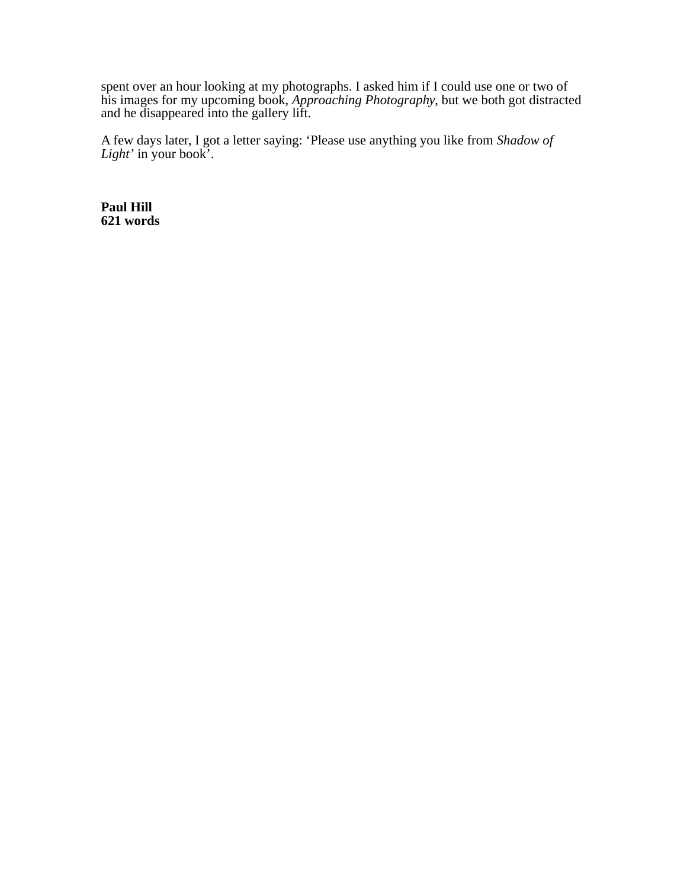spent over an hour looking at my photographs. I asked him if I could use one or two of his images for my upcoming book, *Approaching Photography,* but we both got distracted and he disappeared into the gallery lift.

A few days later, I got a letter saying: ‘Please use anything you like from *Shadow of Light’* in your book’.

**Paul Hill**
**621 words**